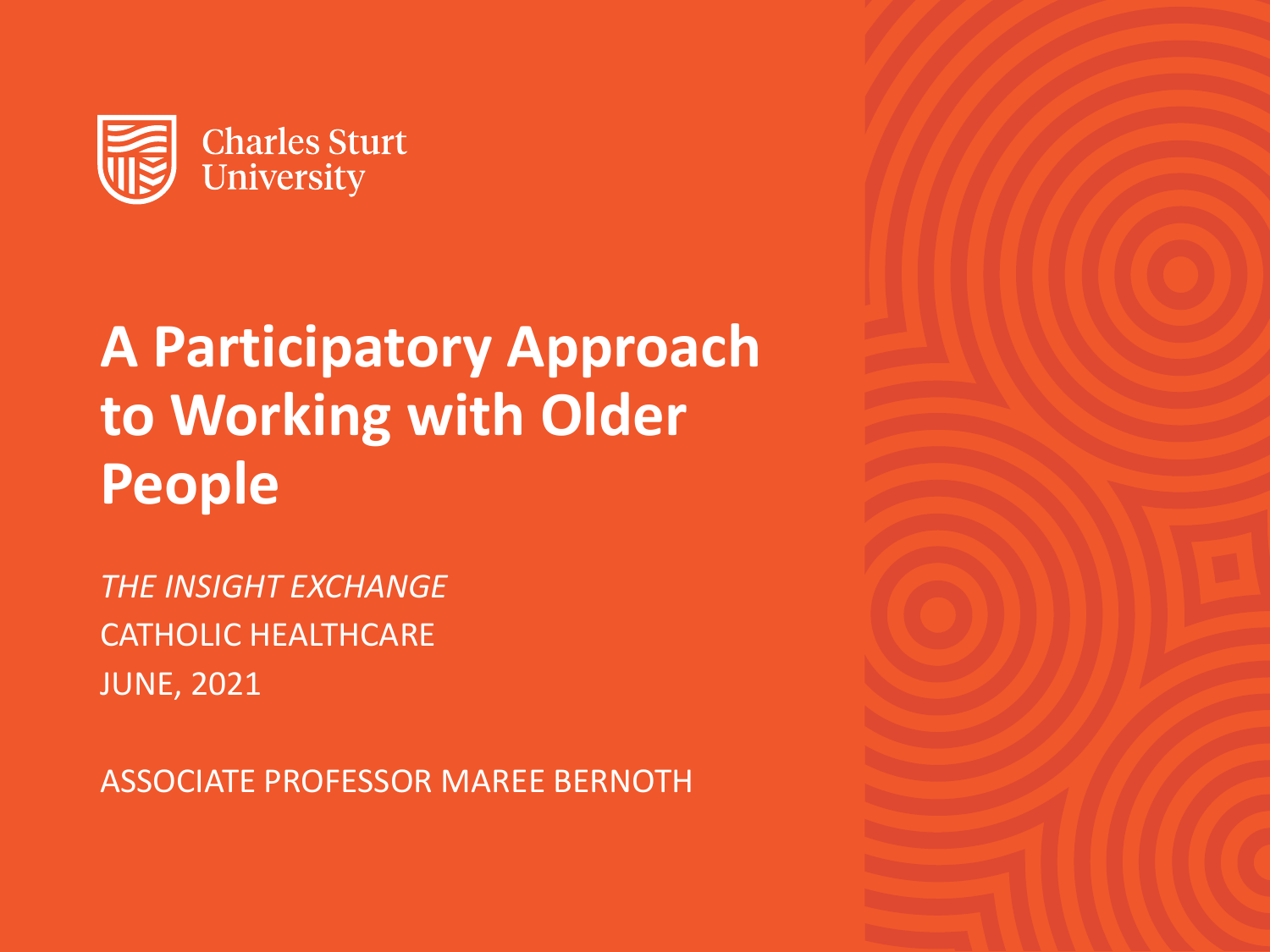Charles Sturt University

# A Participatory Approach to Working with Older People

*THE INSIGHT EXCHANGE*

CATHOLIC HEALTHCARE

JUNE, 2021

ASSOCIATE PROFESSOR MAREE BERNOTH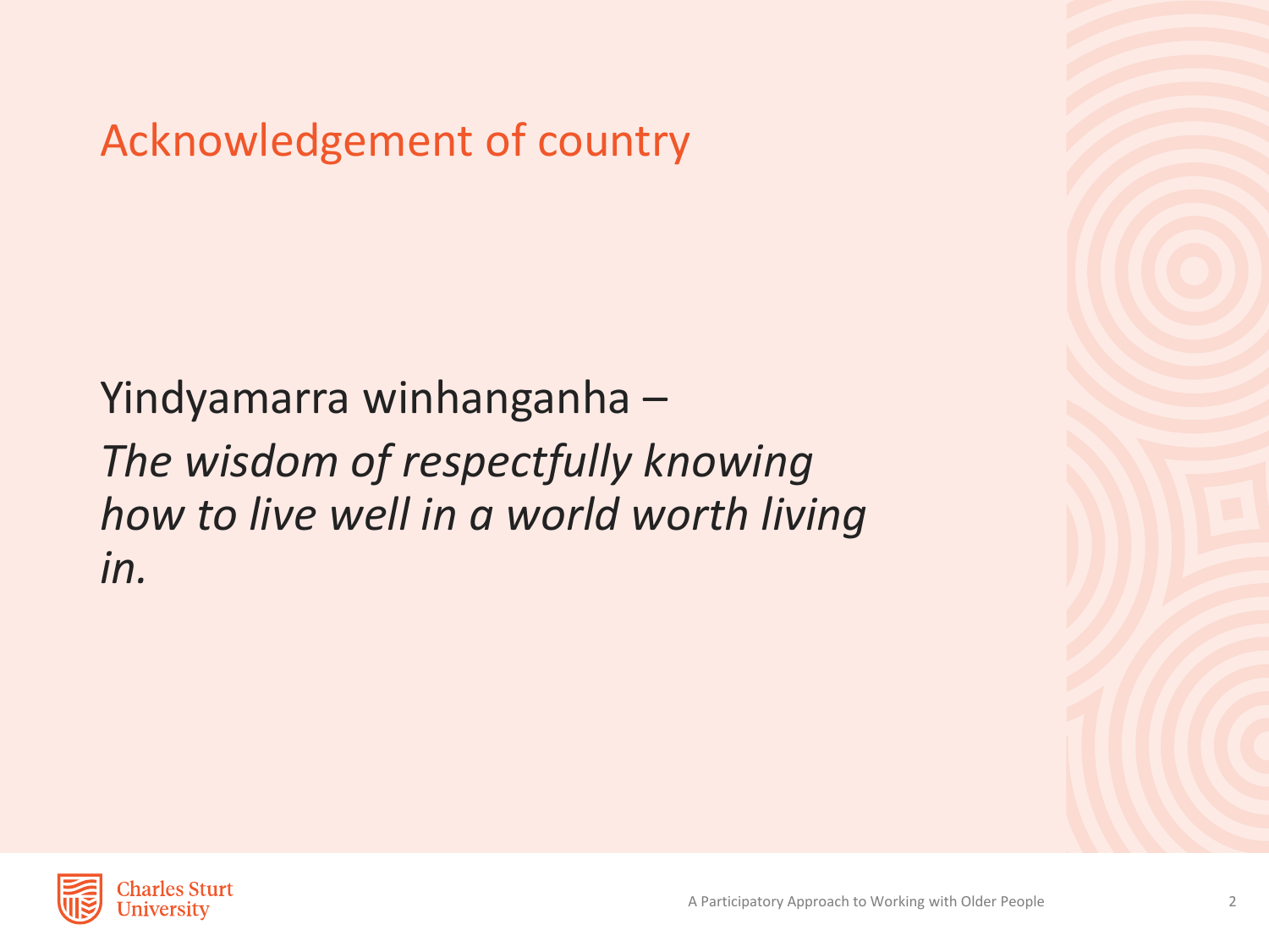# Acknowledgement of country

Yindyamarra winhanganha –
*The wisdom of respectfully knowing how to live well in a world worth living in.*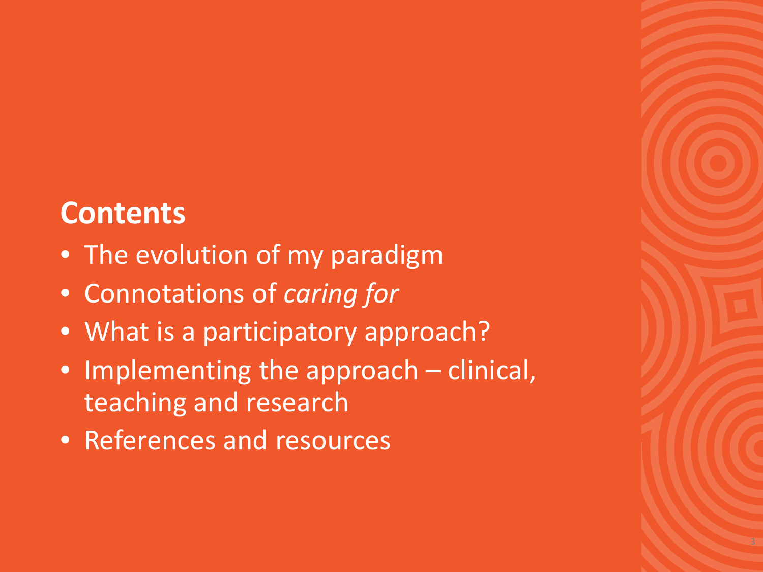## Contents

- The evolution of my paradigm
- Connotations of *caring for*
- What is a participatory approach?
- Implementing the approach – clinical, teaching and research
- References and resources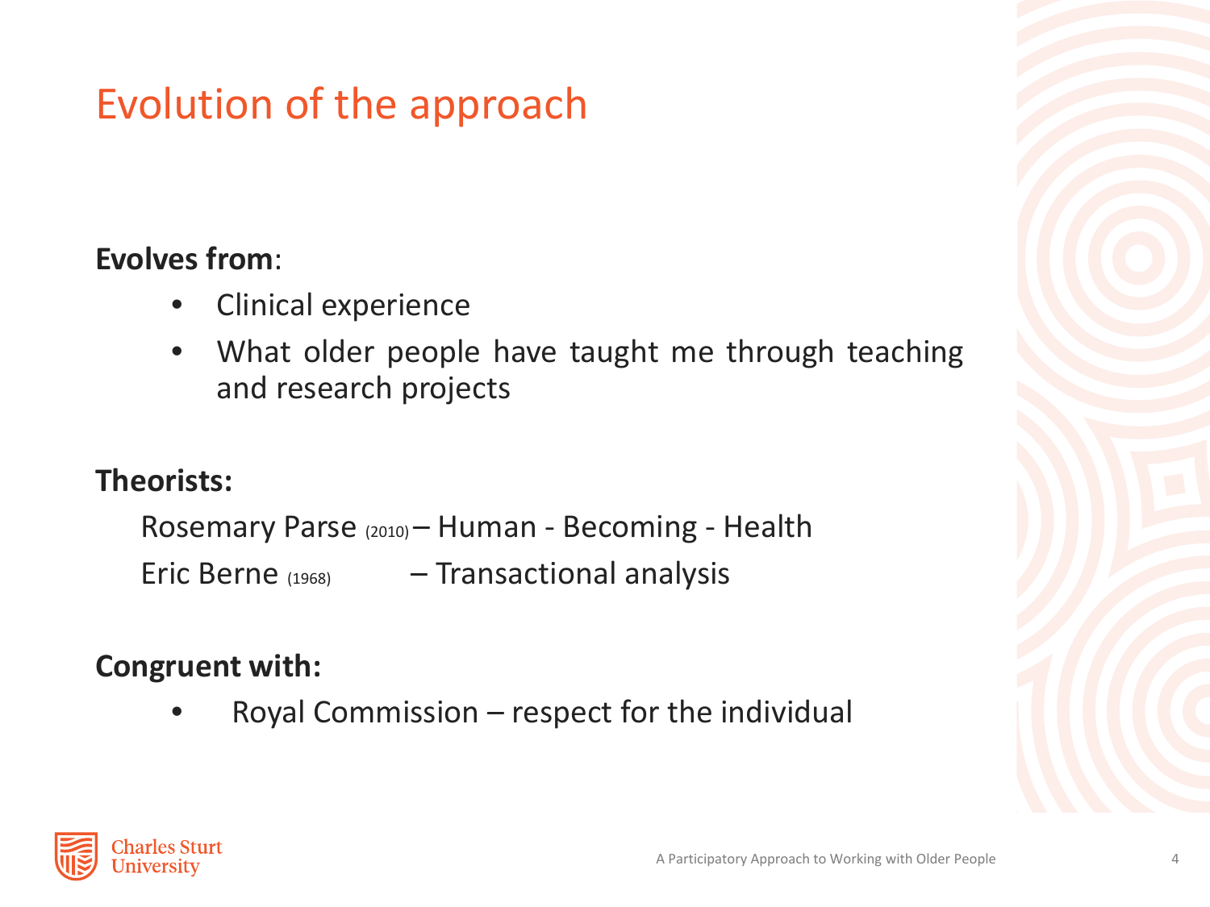# Evolution of the approach

**Evolves from**:

- Clinical experience
- What older people have taught me through teaching and research projects

**Theorists:**

Rosemary Parse (2010) – Human - Becoming - Health

Eric Berne (1968) – Transactional analysis

**Congruent with:**

- Royal Commission – respect for the individual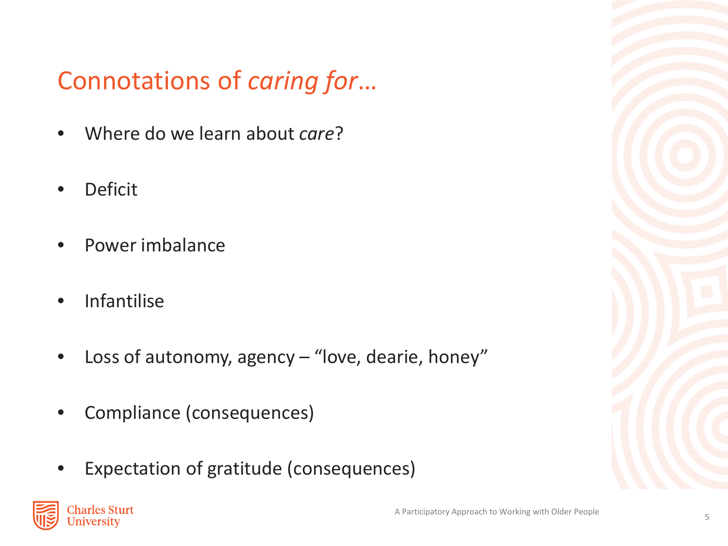# Connotations of *caring for*…

- Where do we learn about *care*?
- Deficit
- Power imbalance
- Infantilise
- Loss of autonomy, agency – "love, dearie, honey"
- Compliance (consequences)
- Expectation of gratitude (consequences)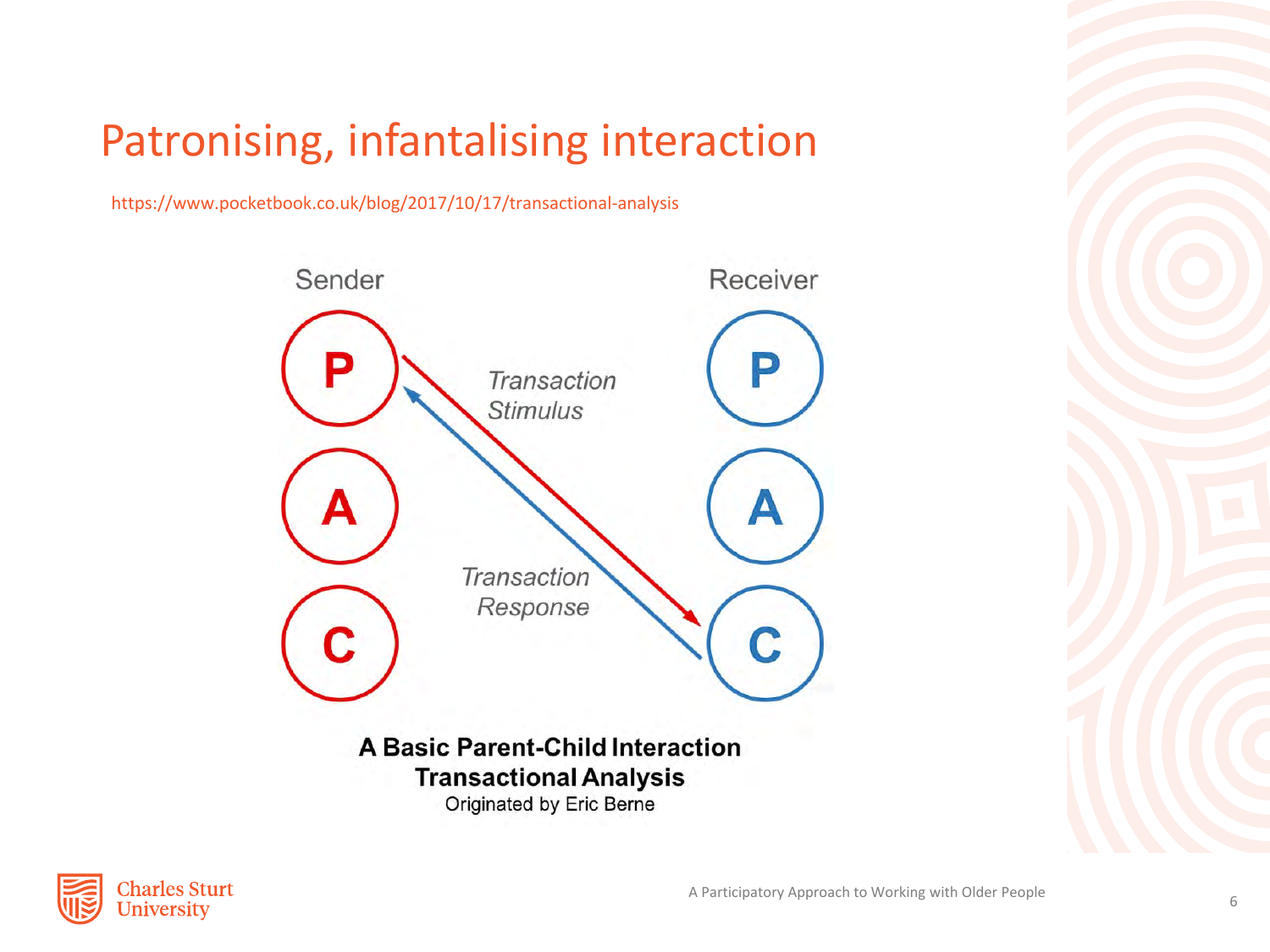# Patronising, infantalising interaction

https://www.pocketbook.co.uk/blog/2017/10/17/transactional-analysis

Sender

Receiver

P

A

C

P

A

C

*Transaction Stimulus*

*Transaction Response*

**A Basic Parent-Child Interaction**
**Transactional Analysis**
Originated by Eric Berne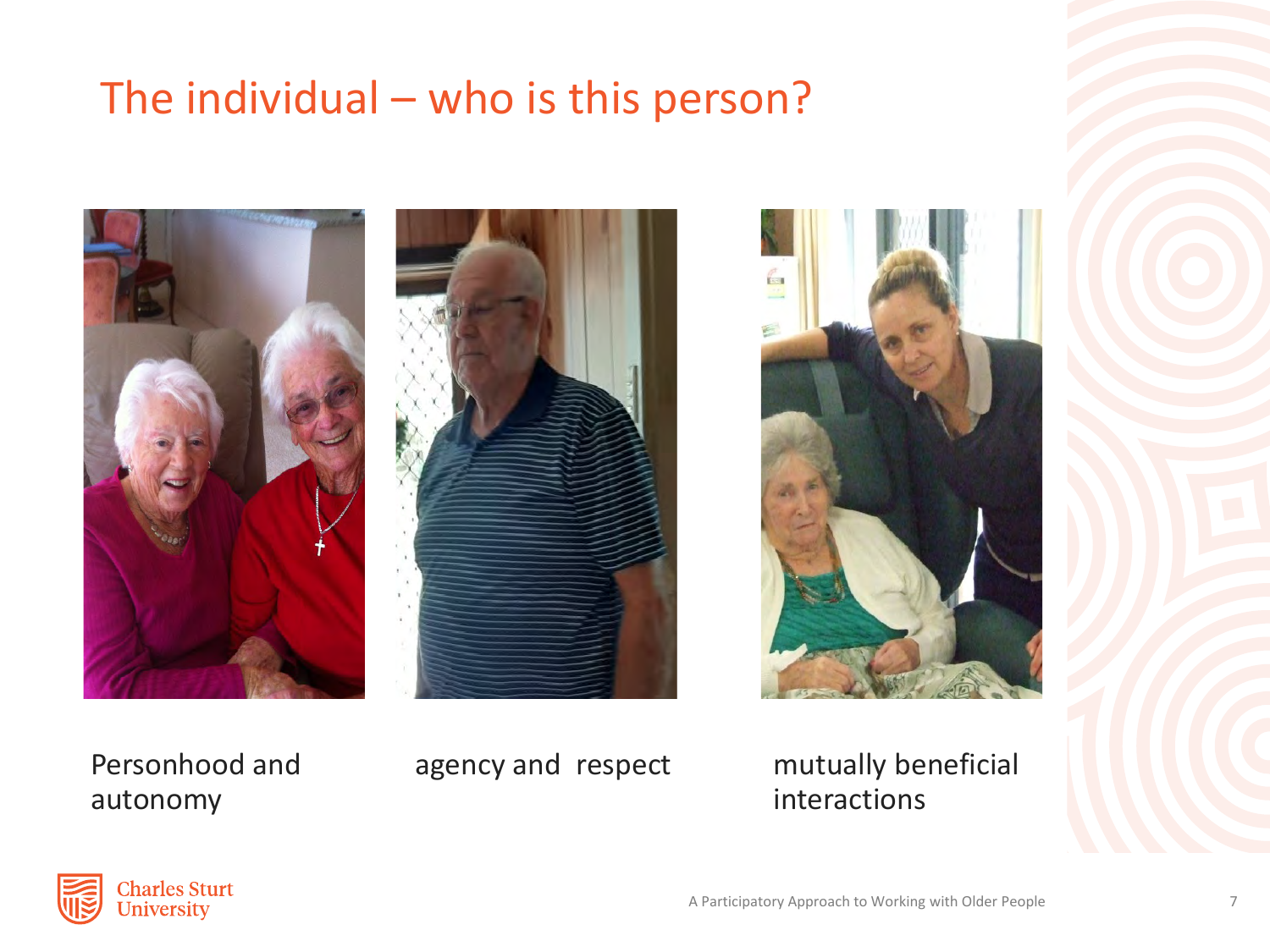# The individual – who is this person?

Personhood and autonomy

agency and respect

mutually beneficial interactions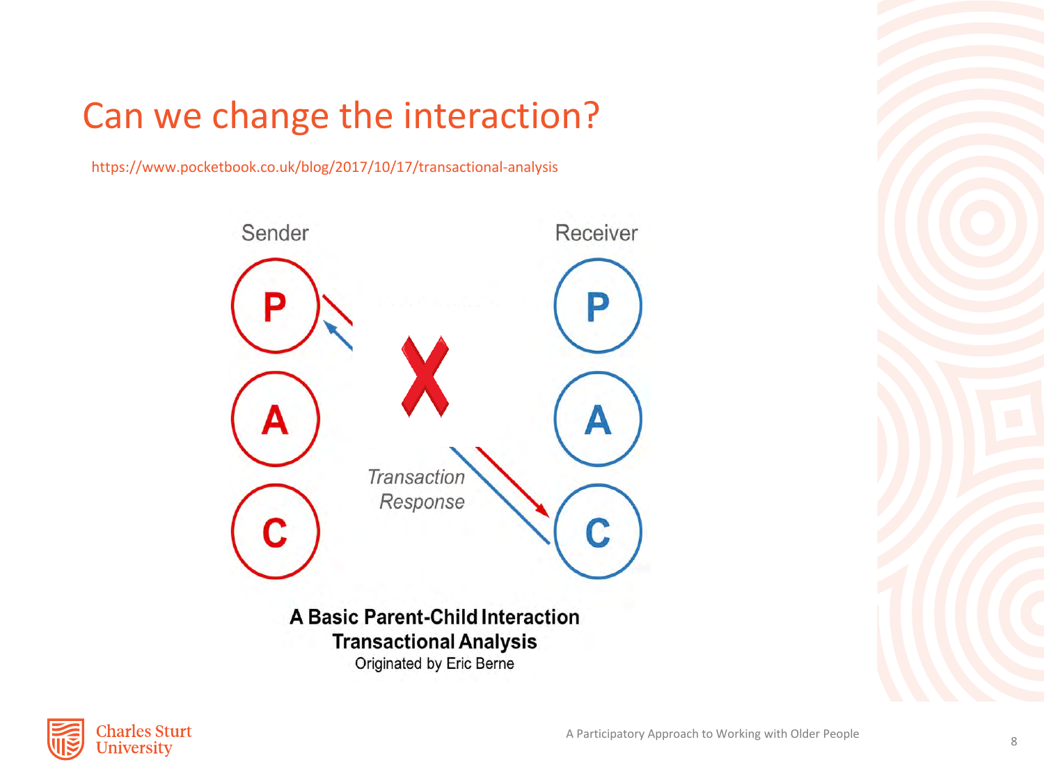# Can we change the interaction?

https://www.pocketbook.co.uk/blog/2017/10/17/transactional-analysis

Sender

Receiver

P

A

C

P

A

C

*Transaction*
*Response*

**A Basic Parent-Child Interaction**
**Transactional Analysis**
Originated by Eric Berne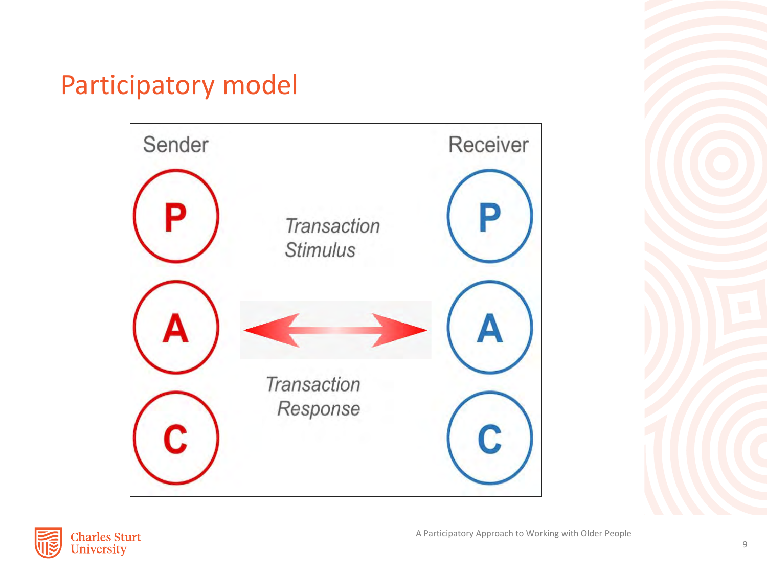# Participatory model

Sender

Receiver

P

A

C

P

A

C

*Transaction Stimulus*

*Transaction Response*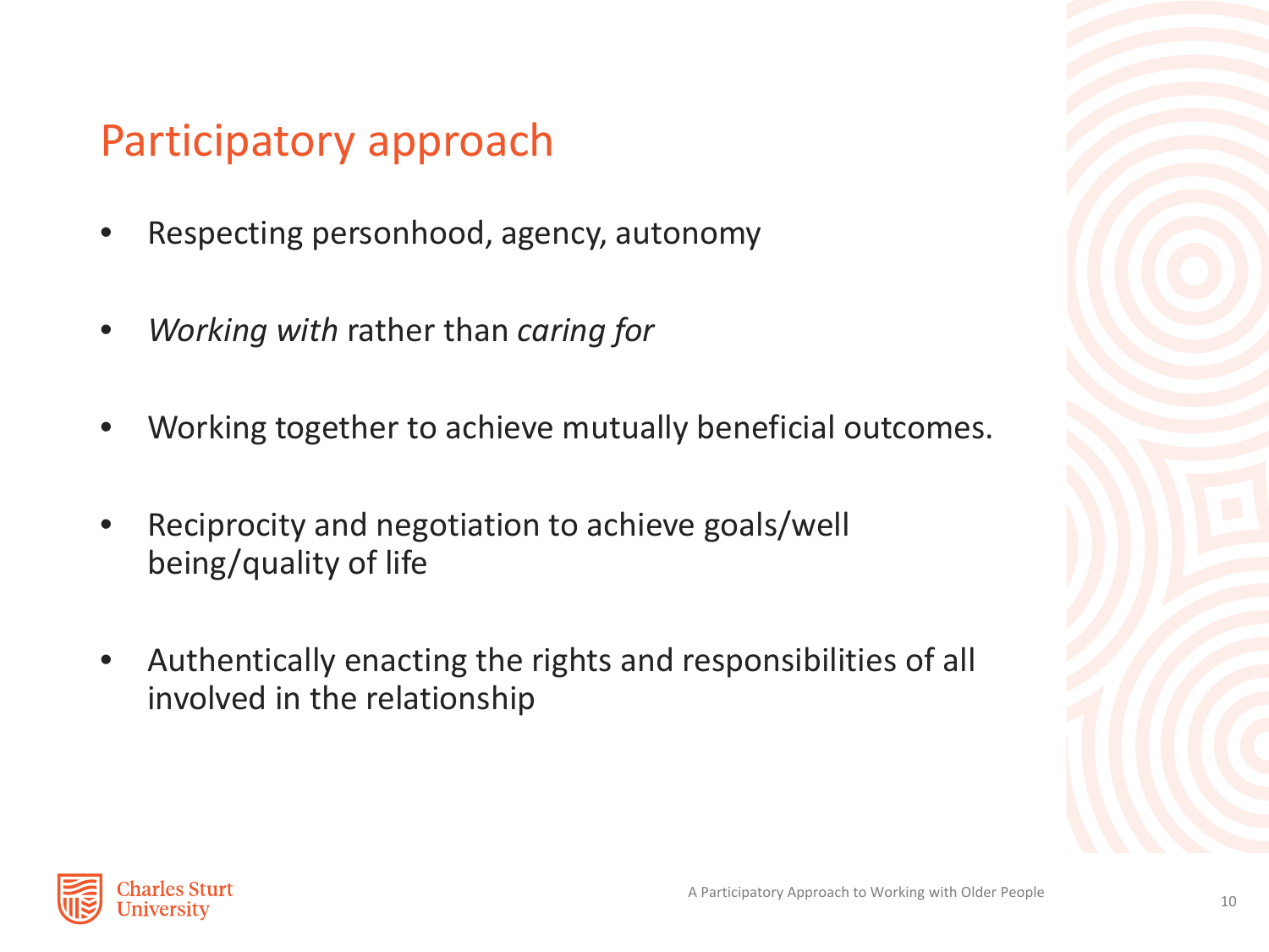# Participatory approach

- Respecting personhood, agency, autonomy
- *Working with* rather than *caring for*
- Working together to achieve mutually beneficial outcomes.
- Reciprocity and negotiation to achieve goals/well being/quality of life
- Authentically enacting the rights and responsibilities of all involved in the relationship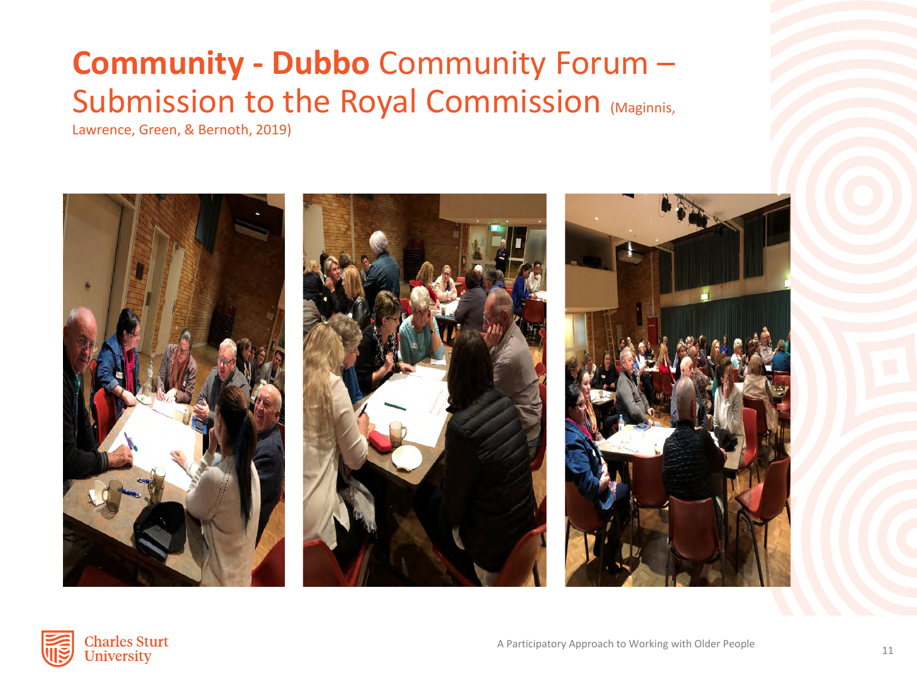# **Community - Dubbo** Community Forum – Submission to the Royal Commission (Maginnis, Lawrence, Green, & Bernoth, 2019)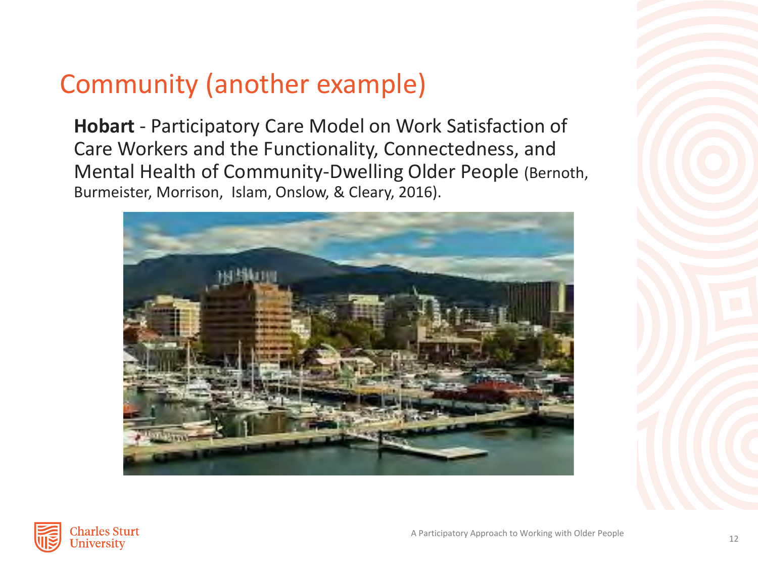# Community (another example)

**Hobart** - Participatory Care Model on Work Satisfaction of Care Workers and the Functionality, Connectedness, and Mental Health of Community-Dwelling Older People (Bernoth, Burmeister, Morrison, Islam, Onslow, & Cleary, 2016).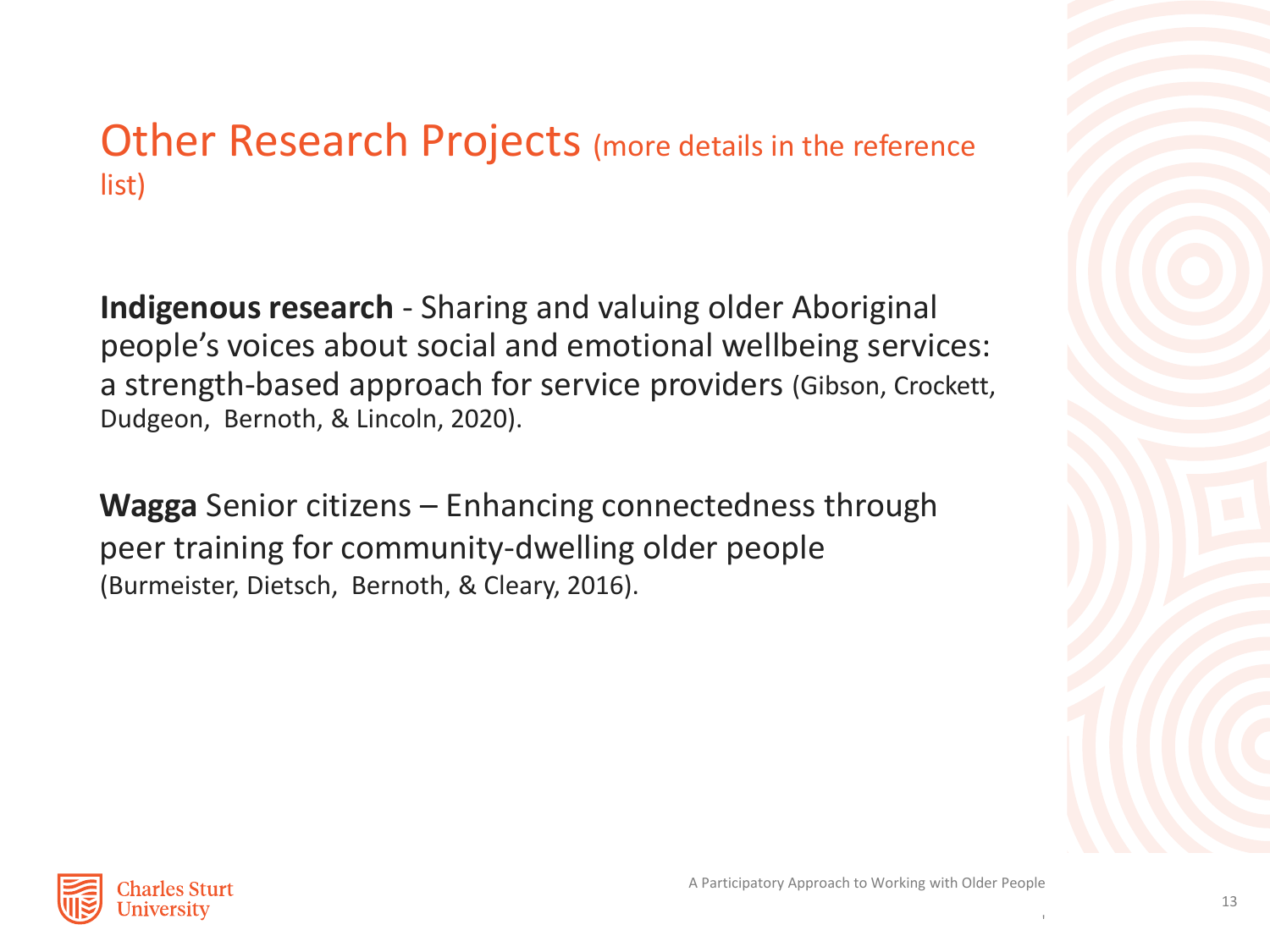# Other Research Projects (more details in the reference list)

**Indigenous research** - Sharing and valuing older Aboriginal people's voices about social and emotional wellbeing services: a strength-based approach for service providers (Gibson, Crockett, Dudgeon, Bernoth, & Lincoln, 2020).

**Wagga** Senior citizens – Enhancing connectedness through peer training for community-dwelling older people (Burmeister, Dietsch, Bernoth, & Cleary, 2016).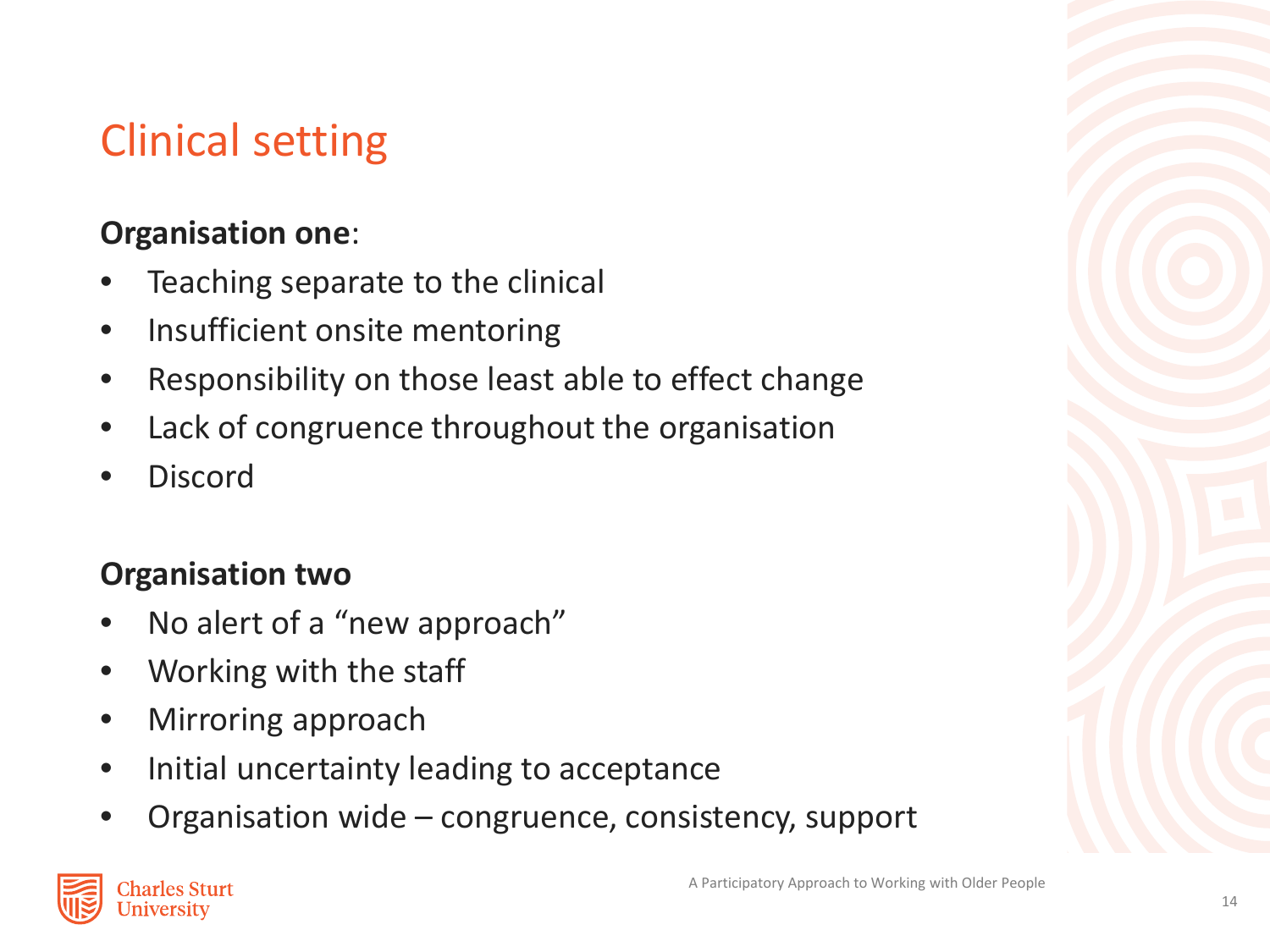# Clinical setting

**Organisation one**:

- Teaching separate to the clinical
- Insufficient onsite mentoring
- Responsibility on those least able to effect change
- Lack of congruence throughout the organisation
- Discord

**Organisation two**

- No alert of a "new approach"
- Working with the staff
- Mirroring approach
- Initial uncertainty leading to acceptance
- Organisation wide – congruence, consistency, support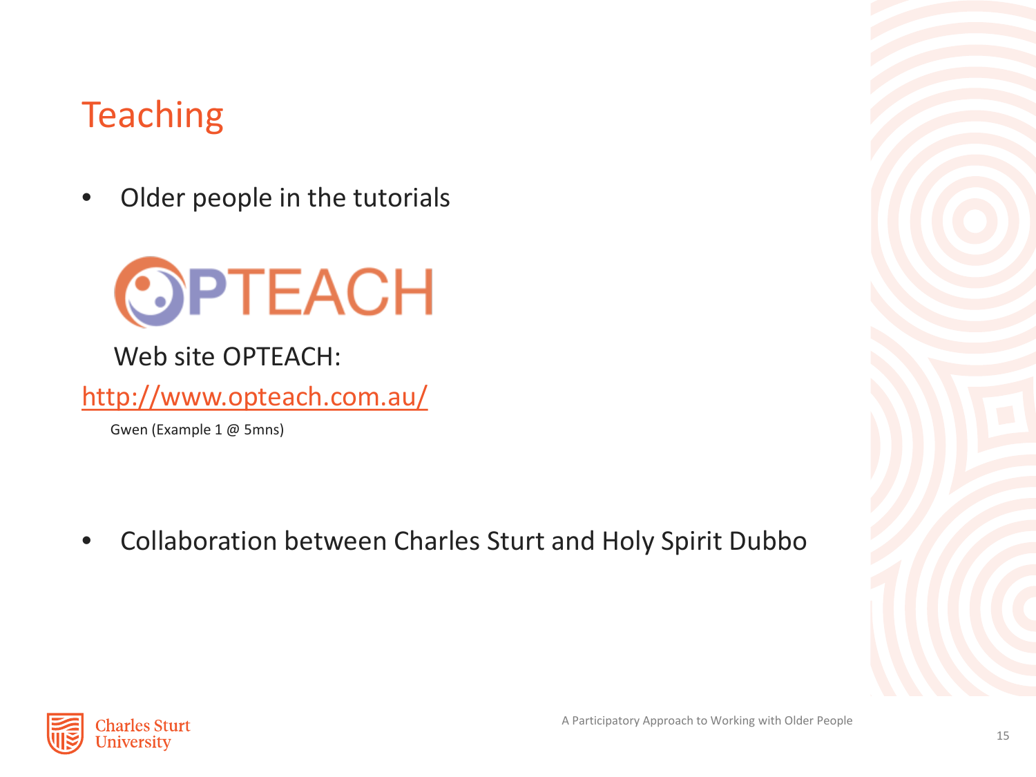# Teaching

- Older people in the tutorials

OPTEACH

Web site OPTEACH:

http://www.opteach.com.au/

Gwen (Example 1 @ 5mns)

- Collaboration between Charles Sturt and Holy Spirit Dubbo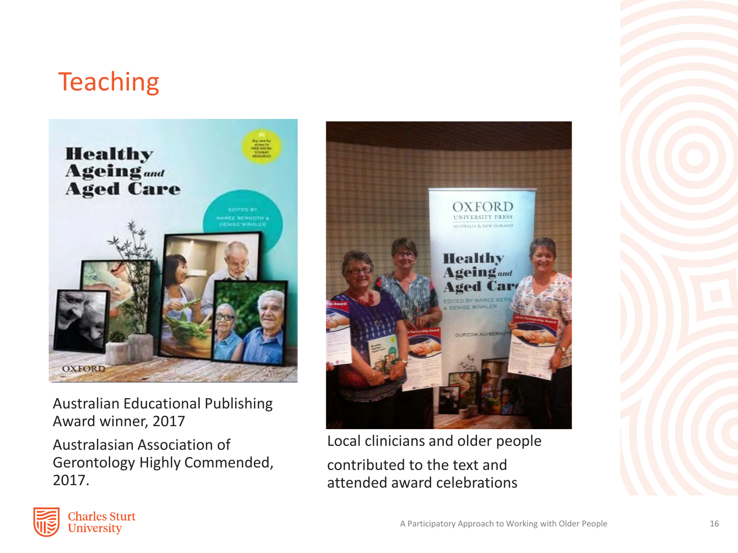# Teaching

Australian Educational Publishing Award winner, 2017

Australasian Association of Gerontology Highly Commended, 2017.

Local clinicians and older people contributed to the text and attended award celebrations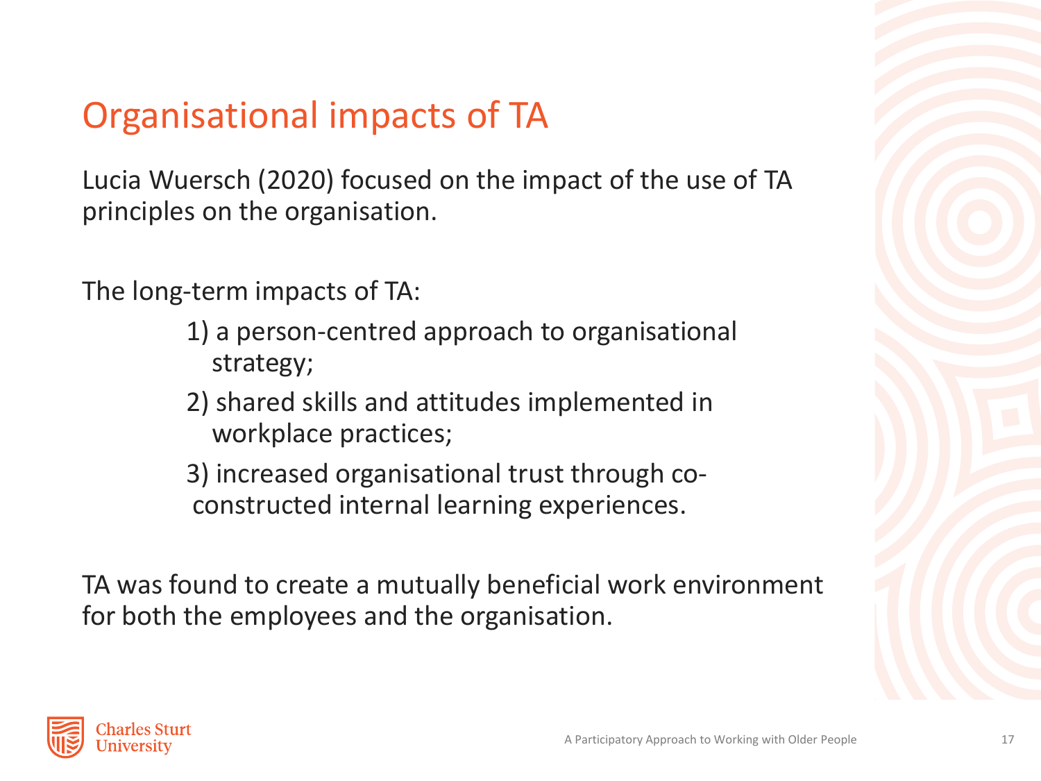# Organisational impacts of TA

Lucia Wuersch (2020) focused on the impact of the use of TA principles on the organisation.

The long-term impacts of TA:

1) a person-centred approach to organisational strategy;
2) shared skills and attitudes implemented in workplace practices;
3) increased organisational trust through co-constructed internal learning experiences.

TA was found to create a mutually beneficial work environment for both the employees and the organisation.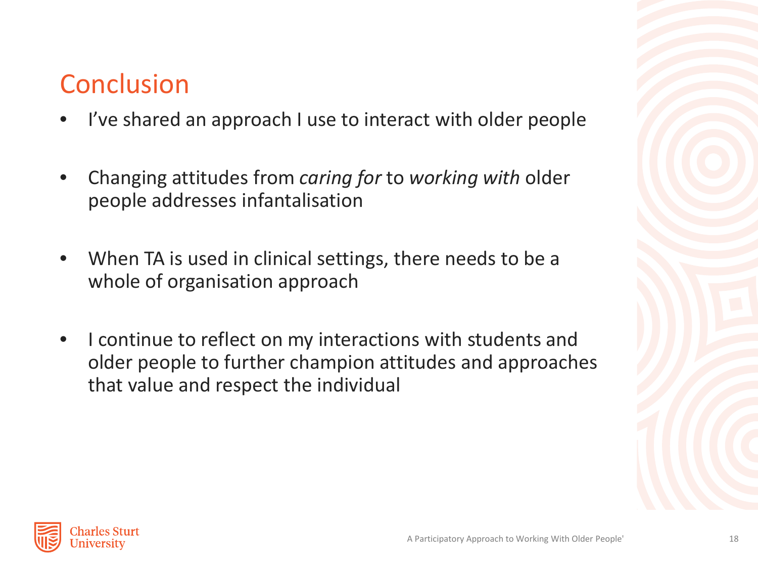# Conclusion

- I've shared an approach I use to interact with older people
- Changing attitudes from *caring for* to *working with* older people addresses infantalisation
- When TA is used in clinical settings, there needs to be a whole of organisation approach
- I continue to reflect on my interactions with students and older people to further champion attitudes and approaches that value and respect the individual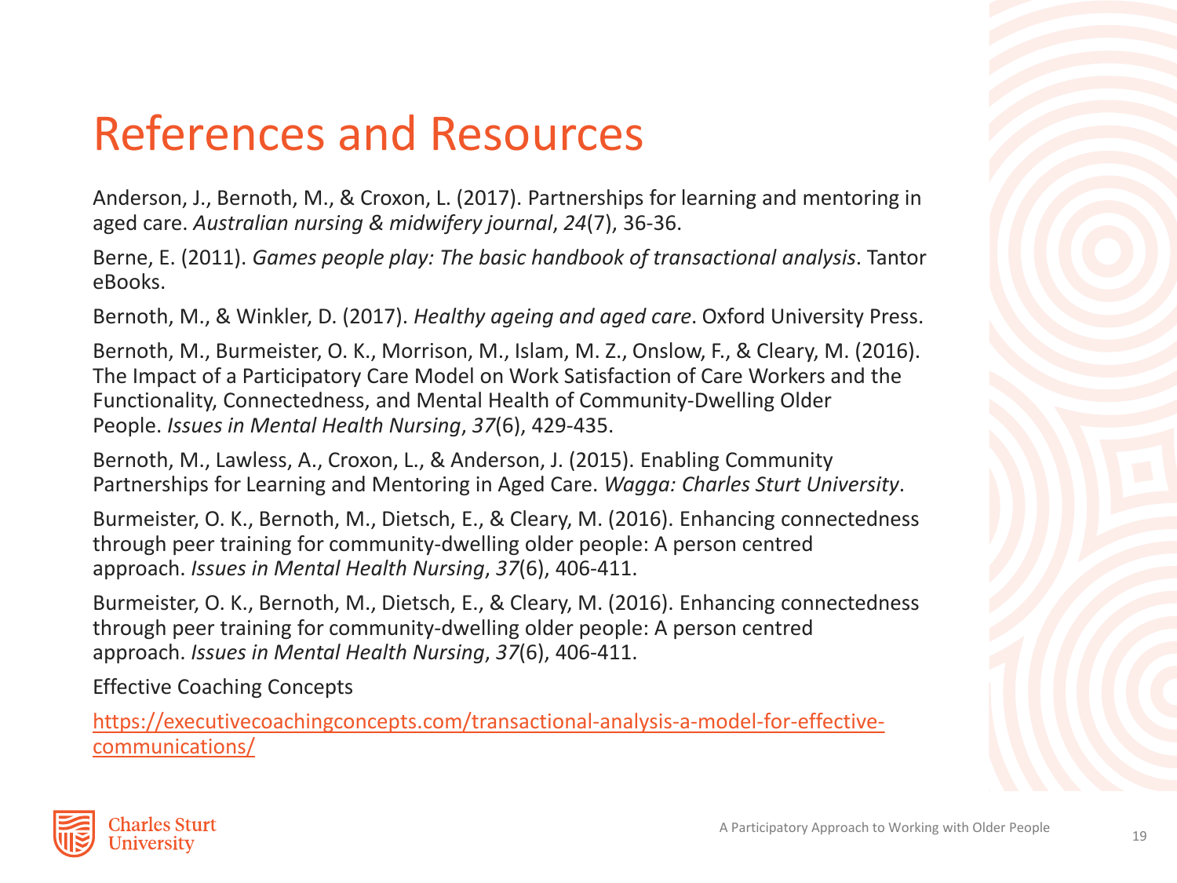# References and Resources

Anderson, J., Bernoth, M., & Croxon, L. (2017). Partnerships for learning and mentoring in aged care. *Australian nursing & midwifery journal*, *24*(7), 36-36.

Berne, E. (2011). *Games people play: The basic handbook of transactional analysis*. Tantor eBooks.

Bernoth, M., & Winkler, D. (2017). *Healthy ageing and aged care*. Oxford University Press.

Bernoth, M., Burmeister, O. K., Morrison, M., Islam, M. Z., Onslow, F., & Cleary, M. (2016). The Impact of a Participatory Care Model on Work Satisfaction of Care Workers and the Functionality, Connectedness, and Mental Health of Community-Dwelling Older People. *Issues in Mental Health Nursing*, *37*(6), 429-435.

Bernoth, M., Lawless, A., Croxon, L., & Anderson, J. (2015). Enabling Community Partnerships for Learning and Mentoring in Aged Care. *Wagga: Charles Sturt University*.

Burmeister, O. K., Bernoth, M., Dietsch, E., & Cleary, M. (2016). Enhancing connectedness through peer training for community-dwelling older people: A person centred approach. *Issues in Mental Health Nursing*, *37*(6), 406-411.

Burmeister, O. K., Bernoth, M., Dietsch, E., & Cleary, M. (2016). Enhancing connectedness through peer training for community-dwelling older people: A person centred approach. *Issues in Mental Health Nursing*, *37*(6), 406-411.

Effective Coaching Concepts

https://executivecoachingconcepts.com/transactional-analysis-a-model-for-effective-communications/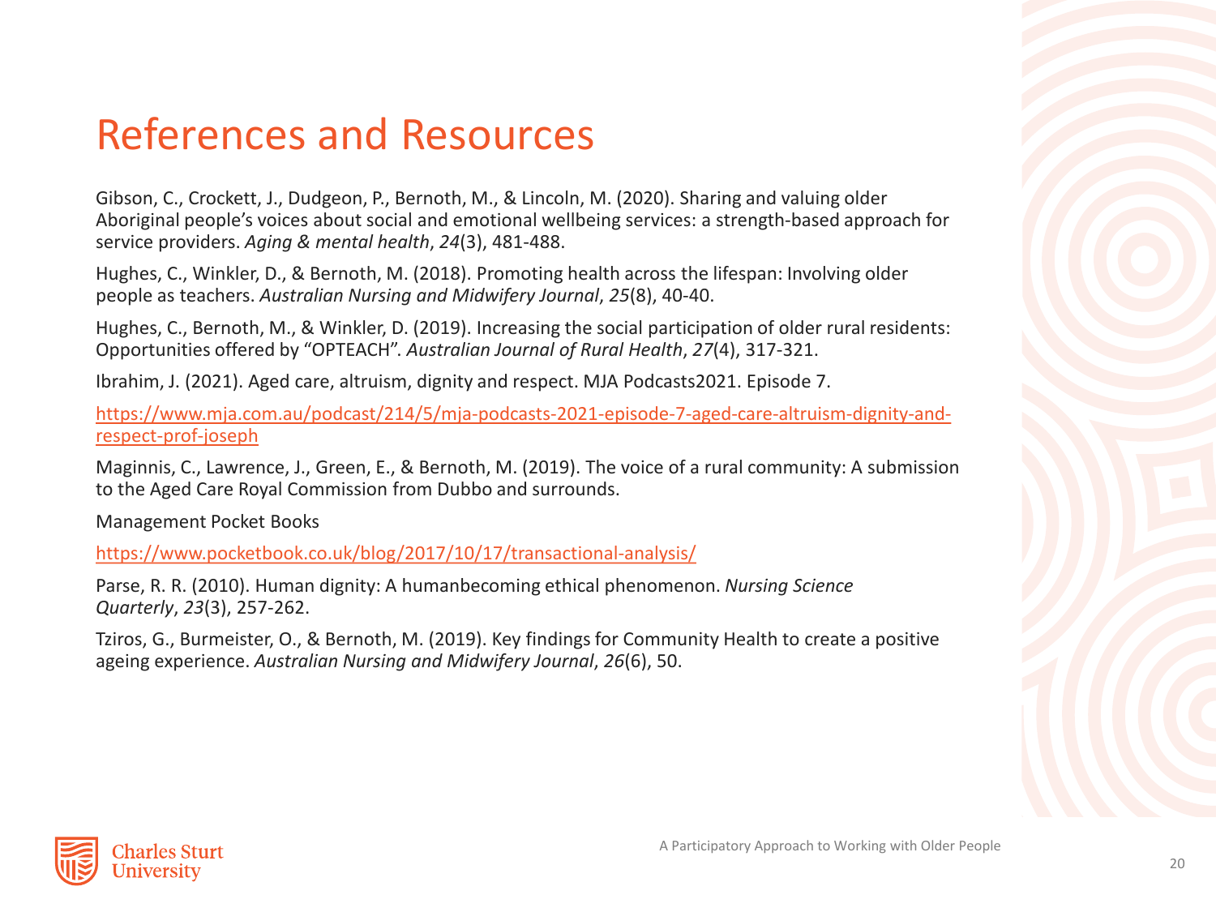# References and Resources

Gibson, C., Crockett, J., Dudgeon, P., Bernoth, M., & Lincoln, M. (2020). Sharing and valuing older Aboriginal people's voices about social and emotional wellbeing services: a strength-based approach for service providers. *Aging & mental health*, *24*(3), 481-488.

Hughes, C., Winkler, D., & Bernoth, M. (2018). Promoting health across the lifespan: Involving older people as teachers. *Australian Nursing and Midwifery Journal*, *25*(8), 40-40.

Hughes, C., Bernoth, M., & Winkler, D. (2019). Increasing the social participation of older rural residents: Opportunities offered by "OPTEACH". *Australian Journal of Rural Health*, *27*(4), 317-321.

Ibrahim, J. (2021). Aged care, altruism, dignity and respect. MJA Podcasts2021. Episode 7.

https://www.mja.com.au/podcast/214/5/mja-podcasts-2021-episode-7-aged-care-altruism-dignity-and-respect-prof-joseph

Maginnis, C., Lawrence, J., Green, E., & Bernoth, M. (2019). The voice of a rural community: A submission to the Aged Care Royal Commission from Dubbo and surrounds.

Management Pocket Books

https://www.pocketbook.co.uk/blog/2017/10/17/transactional-analysis/

Parse, R. R. (2010). Human dignity: A humanbecoming ethical phenomenon. *Nursing Science Quarterly*, *23*(3), 257-262.

Tziros, G., Burmeister, O., & Bernoth, M. (2019). Key findings for Community Health to create a positive ageing experience. *Australian Nursing and Midwifery Journal*, *26*(6), 50.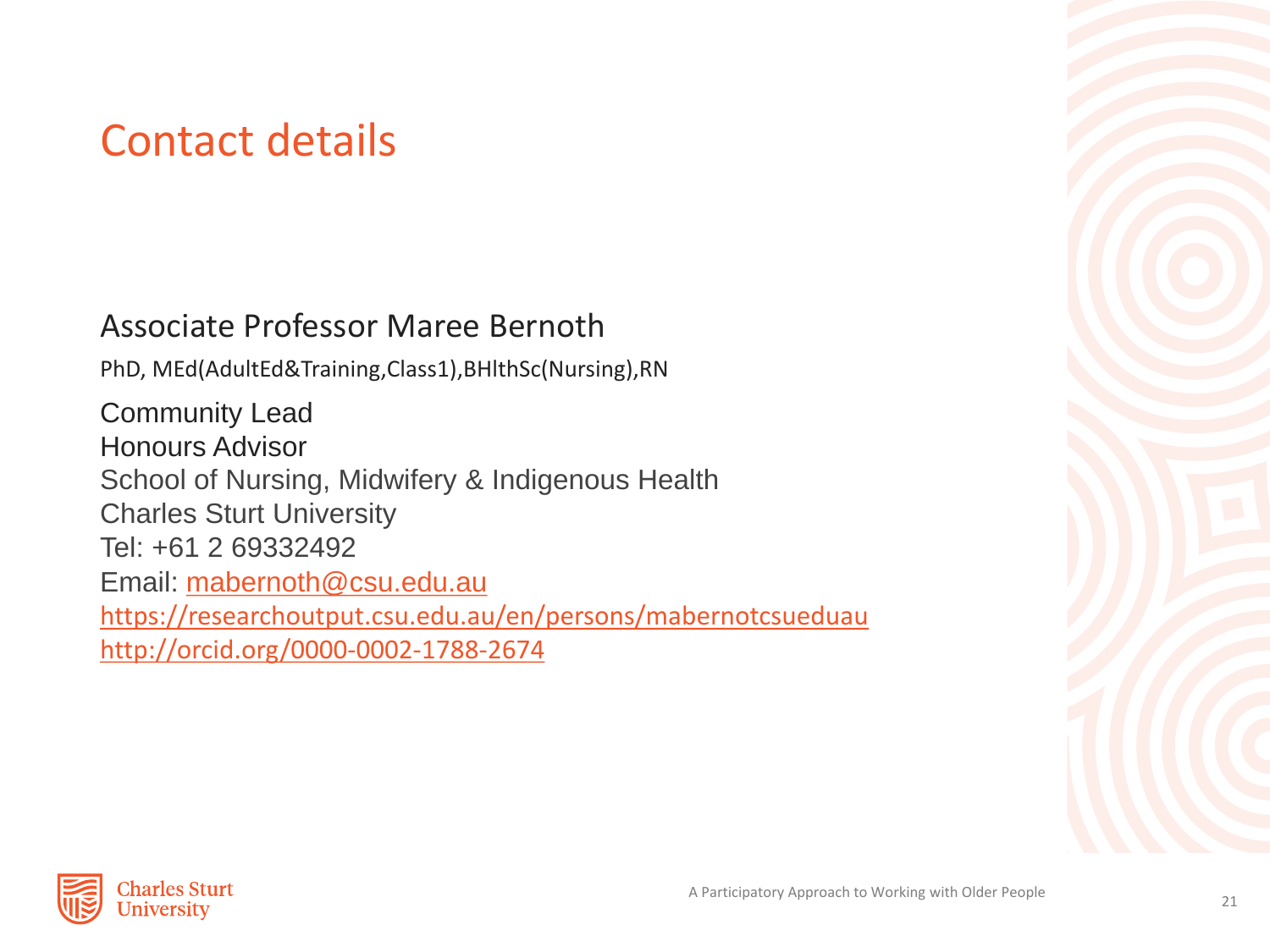# Contact details

Associate Professor Maree Bernoth

PhD, MEd(AdultEd&Training,Class1),BHlthSc(Nursing),RN

Community Lead
Honours Advisor
School of Nursing, Midwifery & Indigenous Health
Charles Sturt University
Tel: +61 2 69332492
Email: mabernoth@csu.edu.au
https://researchoutput.csu.edu.au/en/persons/mabernotcsueduau
http://orcid.org/0000-0002-1788-2674